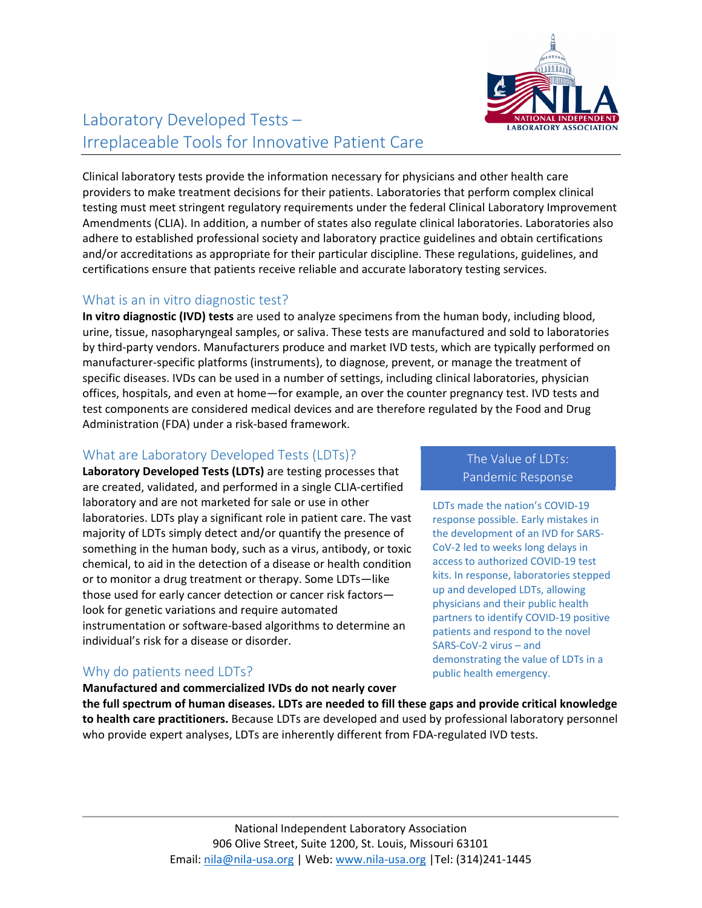# Laboratory Developed Tests – Irreplaceable Tools for Innovative Patient Care

Clinical laboratory tests provide the information necessary for physicians and other health care providers to make treatment decisions for their patients. Laboratories that perform complex clinical testing must meet stringent regulatory requirements under the federal Clinical Laboratory Improvement Amendments (CLIA). In addition, a number of states also regulate clinical laboratories. Laboratories also adhere to established professional society and laboratory practice guidelines and obtain certifications and/or accreditations as appropriate for their particular discipline. These regulations, guidelines, and certifications ensure that patients receive reliable and accurate laboratory testing services.

## What is an in vitro diagnostic test?

**In vitro diagnostic (IVD) tests** are used to analyze specimens from the human body, including blood, urine, tissue, nasopharyngeal samples, or saliva. These tests are manufactured and sold to laboratories by third-party vendors. Manufacturers produce and market IVD tests, which are typically performed on manufacturer-specific platforms (instruments), to diagnose, prevent, or manage the treatment of specific diseases. IVDs can be used in a number of settings, including clinical laboratories, physician offices, hospitals, and even at home—for example, an over the counter pregnancy test. IVD tests and test components are considered medical devices and are therefore regulated by the Food and Drug Administration (FDA) under a risk-based framework.

## What are Laboratory Developed Tests (LDTs)?

**Laboratory Developed Tests (LDTs)** are testing processes that are created, validated, and performed in a single CLIA-certified laboratory and are not marketed for sale or use in other laboratories. LDTs play a significant role in patient care. The vast majority of LDTs simply detect and/or quantify the presence of something in the human body, such as a virus, antibody, or toxic chemical, to aid in the detection of a disease or health condition or to monitor a drug treatment or therapy. Some LDTs—like those used for early cancer detection or cancer risk factors—look for genetic variations and require automated instrumentation or software-based algorithms to determine an individual's risk for a disease or disorder.

## Why do patients need LDTs?

**Manufactured and commercialized IVDs do not nearly cover the full spectrum of human diseases. LDTs are needed to fill these gaps and provide critical knowledge to health care practitioners.** Because LDTs are developed and used by professional laboratory personnel who provide expert analyses, LDTs are inherently different from FDA-regulated IVD tests.

### The Value of LDTs: Pandemic Response

LDTs made the nation's COVID-19 response possible. Early mistakes in the development of an IVD for SARS-CoV-2 led to weeks long delays in access to authorized COVID-19 test kits. In response, laboratories stepped up and developed LDTs, allowing physicians and their public health partners to identify COVID-19 positive patients and respond to the novel SARS-CoV-2 virus – and demonstrating the value of LDTs in a public health emergency.

National Independent Laboratory Association
906 Olive Street, Suite 1200, St. Louis, Missouri 63101
Email: nila@nila-usa.org | Web: www.nila-usa.org |Tel: (314)241-1445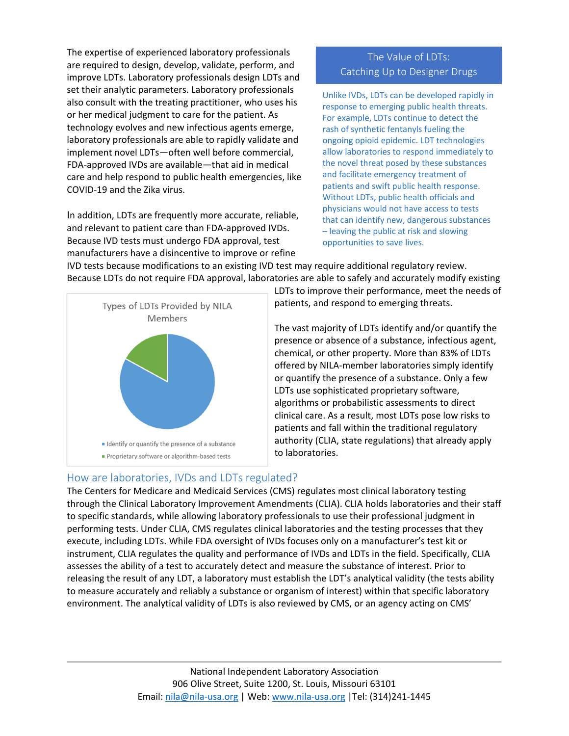The expertise of experienced laboratory professionals are required to design, develop, validate, perform, and improve LDTs. Laboratory professionals design LDTs and set their analytic parameters. Laboratory professionals also consult with the treating practitioner, who uses his or her medical judgment to care for the patient. As technology evolves and new infectious agents emerge, laboratory professionals are able to rapidly validate and implement novel LDTs—often well before commercial, FDA-approved IVDs are available—that aid in medical care and help respond to public health emergencies, like COVID-19 and the Zika virus.

In addition, LDTs are frequently more accurate, reliable, and relevant to patient care than FDA-approved IVDs. Because IVD tests must undergo FDA approval, test manufacturers have a disincentive to improve or refine IVD tests because modifications to an existing IVD test may require additional regulatory review. Because LDTs do not require FDA approval, laboratories are able to safely and accurately modify existing LDTs to improve their performance, meet the needs of patients, and respond to emerging threats.

> **The Value of LDTs: Catching Up to Designer Drugs**
>
> Unlike IVDs, LDTs can be developed rapidly in response to emerging public health threats. For example, LDTs continue to detect the rash of synthetic fentanyls fueling the ongoing opioid epidemic. LDT technologies allow laboratories to respond immediately to the novel threat posed by these substances and facilitate emergency treatment of patients and swift public health response. Without LDTs, public health officials and physicians would not have access to tests that can identify new, dangerous substances – leaving the public at risk and slowing opportunities to save lives.

**Types of LDTs Provided by NILA Members**

- Identify or quantify the presence of a substance
- Proprietary software or algorithm-based tests

The vast majority of LDTs identify and/or quantify the presence or absence of a substance, infectious agent, chemical, or other property. More than 83% of LDTs offered by NILA-member laboratories simply identify or quantify the presence of a substance. Only a few LDTs use sophisticated proprietary software, algorithms or probabilistic assessments to direct clinical care. As a result, most LDTs pose low risks to patients and fall within the traditional regulatory authority (CLIA, state regulations) that already apply to laboratories.

## How are laboratories, IVDs and LDTs regulated?

The Centers for Medicare and Medicaid Services (CMS) regulates most clinical laboratory testing through the Clinical Laboratory Improvement Amendments (CLIA). CLIA holds laboratories and their staff to specific standards, while allowing laboratory professionals to use their professional judgment in performing tests. Under CLIA, CMS regulates clinical laboratories and the testing processes that they execute, including LDTs. While FDA oversight of IVDs focuses only on a manufacturer's test kit or instrument, CLIA regulates the quality and performance of IVDs and LDTs in the field. Specifically, CLIA assesses the ability of a test to accurately detect and measure the substance of interest. Prior to releasing the result of any LDT, a laboratory must establish the LDT's analytical validity (the tests ability to measure accurately and reliably a substance or organism of interest) within that specific laboratory environment. The analytical validity of LDTs is also reviewed by CMS, or an agency acting on CMS'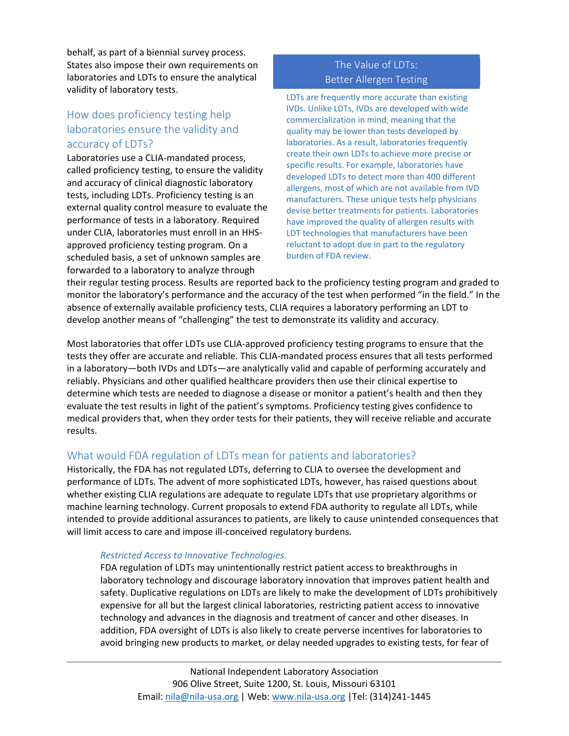behalf, as part of a biennial survey process. States also impose their own requirements on laboratories and LDTs to ensure the analytical validity of laboratory tests.

## How does proficiency testing help laboratories ensure the validity and accuracy of LDTs?

Laboratories use a CLIA-mandated process, called proficiency testing, to ensure the validity and accuracy of clinical diagnostic laboratory tests, including LDTs. Proficiency testing is an external quality control measure to evaluate the performance of tests in a laboratory. Required under CLIA, laboratories must enroll in an HHS-approved proficiency testing program. On a scheduled basis, a set of unknown samples are forwarded to a laboratory to analyze through their regular testing process. Results are reported back to the proficiency testing program and graded to monitor the laboratory's performance and the accuracy of the test when performed "in the field." In the absence of externally available proficiency tests, CLIA requires a laboratory performing an LDT to develop another means of "challenging" the test to demonstrate its validity and accuracy.

> **The Value of LDTs: Better Allergen Testing**
>
> LDTs are frequently more accurate than existing IVDs. Unlike LDTs, IVDs are developed with wide commercialization in mind, meaning that the quality may be lower than tests developed by laboratories. As a result, laboratories frequently create their own LDTs to achieve more precise or specific results. For example, laboratories have developed LDTs to detect more than 400 different allergens, most of which are not available from IVD manufacturers. These unique tests help physicians devise better treatments for patients. Laboratories have improved the quality of allergen results with LDT technologies that manufacturers have been reluctant to adopt due in part to the regulatory burden of FDA review.

Most laboratories that offer LDTs use CLIA-approved proficiency testing programs to ensure that the tests they offer are accurate and reliable. This CLIA-mandated process ensures that all tests performed in a laboratory—both IVDs and LDTs—are analytically valid and capable of performing accurately and reliably. Physicians and other qualified healthcare providers then use their clinical expertise to determine which tests are needed to diagnose a disease or monitor a patient's health and then they evaluate the test results in light of the patient's symptoms. Proficiency testing gives confidence to medical providers that, when they order tests for their patients, they will receive reliable and accurate results.

## What would FDA regulation of LDTs mean for patients and laboratories?

Historically, the FDA has not regulated LDTs, deferring to CLIA to oversee the development and performance of LDTs. The advent of more sophisticated LDTs, however, has raised questions about whether existing CLIA regulations are adequate to regulate LDTs that use proprietary algorithms or machine learning technology. Current proposals to extend FDA authority to regulate all LDTs, while intended to provide additional assurances to patients, are likely to cause unintended consequences that will limit access to care and impose ill-conceived regulatory burdens.

*Restricted Access to Innovative Technologies.*

FDA regulation of LDTs may unintentionally restrict patient access to breakthroughs in laboratory technology and discourage laboratory innovation that improves patient health and safety. Duplicative regulations on LDTs are likely to make the development of LDTs prohibitively expensive for all but the largest clinical laboratories, restricting patient access to innovative technology and advances in the diagnosis and treatment of cancer and other diseases. In addition, FDA oversight of LDTs is also likely to create perverse incentives for laboratories to avoid bringing new products to market, or delay needed upgrades to existing tests, for fear of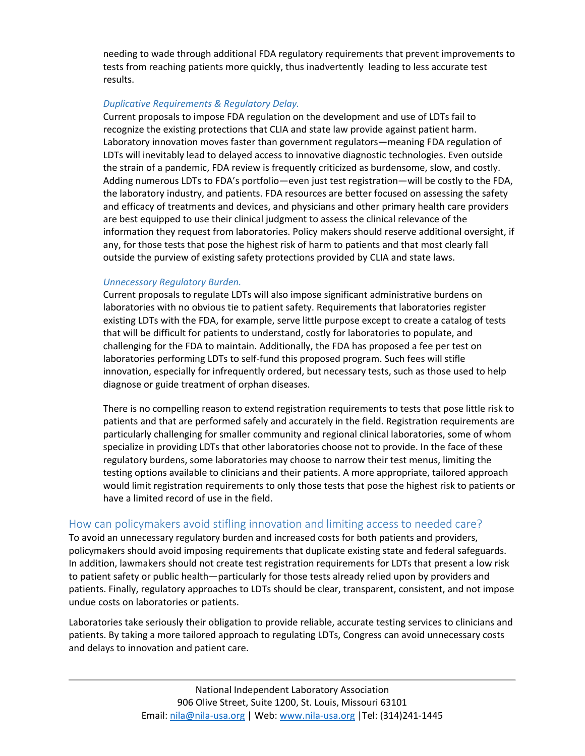needing to wade through additional FDA regulatory requirements that prevent improvements to tests from reaching patients more quickly, thus inadvertently leading to less accurate test results.

*Duplicative Requirements & Regulatory Delay.*

Current proposals to impose FDA regulation on the development and use of LDTs fail to recognize the existing protections that CLIA and state law provide against patient harm. Laboratory innovation moves faster than government regulators—meaning FDA regulation of LDTs will inevitably lead to delayed access to innovative diagnostic technologies. Even outside the strain of a pandemic, FDA review is frequently criticized as burdensome, slow, and costly. Adding numerous LDTs to FDA's portfolio—even just test registration—will be costly to the FDA, the laboratory industry, and patients. FDA resources are better focused on assessing the safety and efficacy of treatments and devices, and physicians and other primary health care providers are best equipped to use their clinical judgment to assess the clinical relevance of the information they request from laboratories. Policy makers should reserve additional oversight, if any, for those tests that pose the highest risk of harm to patients and that most clearly fall outside the purview of existing safety protections provided by CLIA and state laws.

*Unnecessary Regulatory Burden.*

Current proposals to regulate LDTs will also impose significant administrative burdens on laboratories with no obvious tie to patient safety. Requirements that laboratories register existing LDTs with the FDA, for example, serve little purpose except to create a catalog of tests that will be difficult for patients to understand, costly for laboratories to populate, and challenging for the FDA to maintain. Additionally, the FDA has proposed a fee per test on laboratories performing LDTs to self-fund this proposed program. Such fees will stifle innovation, especially for infrequently ordered, but necessary tests, such as those used to help diagnose or guide treatment of orphan diseases.

There is no compelling reason to extend registration requirements to tests that pose little risk to patients and that are performed safely and accurately in the field. Registration requirements are particularly challenging for smaller community and regional clinical laboratories, some of whom specialize in providing LDTs that other laboratories choose not to provide. In the face of these regulatory burdens, some laboratories may choose to narrow their test menus, limiting the testing options available to clinicians and their patients. A more appropriate, tailored approach would limit registration requirements to only those tests that pose the highest risk to patients or have a limited record of use in the field.

## How can policymakers avoid stifling innovation and limiting access to needed care?

To avoid an unnecessary regulatory burden and increased costs for both patients and providers, policymakers should avoid imposing requirements that duplicate existing state and federal safeguards. In addition, lawmakers should not create test registration requirements for LDTs that present a low risk to patient safety or public health—particularly for those tests already relied upon by providers and patients. Finally, regulatory approaches to LDTs should be clear, transparent, consistent, and not impose undue costs on laboratories or patients.

Laboratories take seriously their obligation to provide reliable, accurate testing services to clinicians and patients. By taking a more tailored approach to regulating LDTs, Congress can avoid unnecessary costs and delays to innovation and patient care.

National Independent Laboratory Association
906 Olive Street, Suite 1200, St. Louis, Missouri 63101
Email: nila@nila-usa.org | Web: www.nila-usa.org |Tel: (314)241-1445